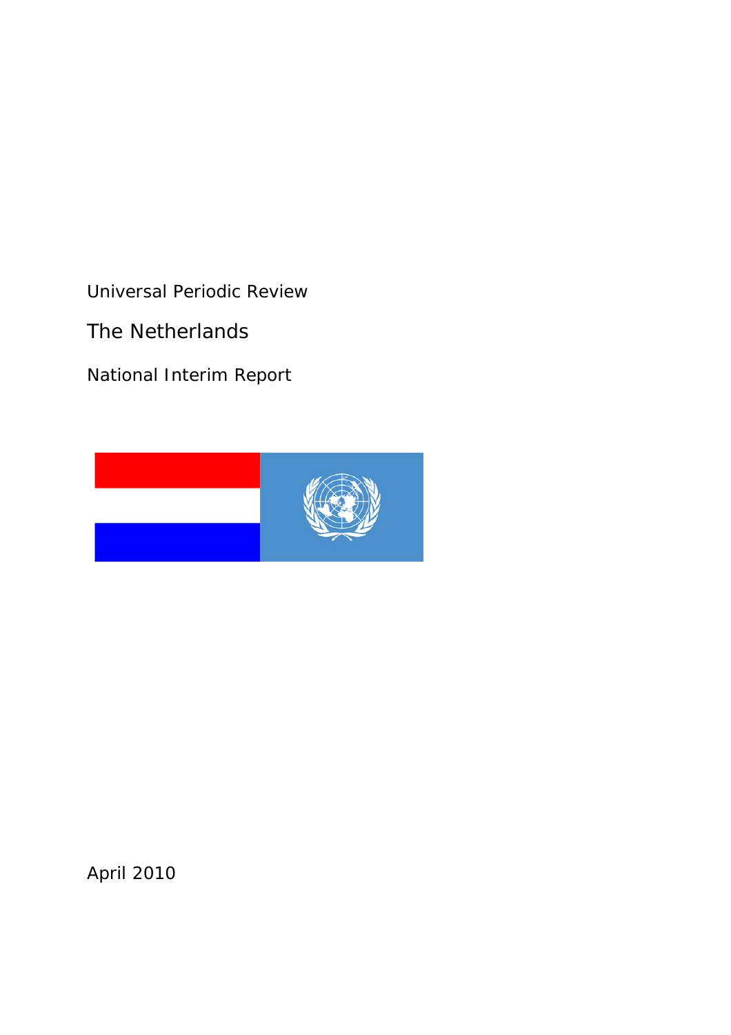Universal Periodic Review

# The Netherlands

National Interim Report

April 2010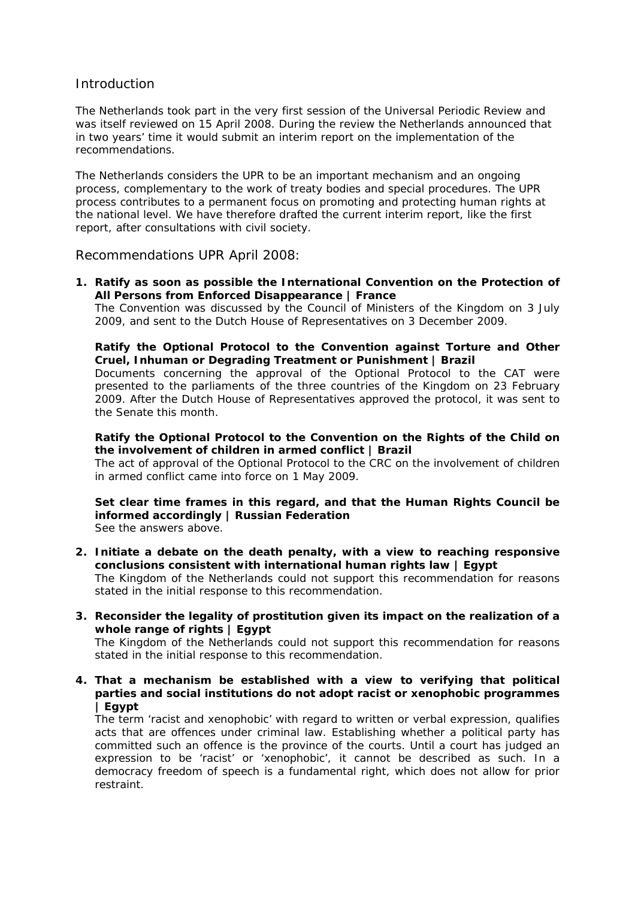## Introduction

The Netherlands took part in the very first session of the Universal Periodic Review and was itself reviewed on 15 April 2008. During the review the Netherlands announced that in two years' time it would submit an interim report on the implementation of the recommendations.

The Netherlands considers the UPR to be an important mechanism and an ongoing process, complementary to the work of treaty bodies and special procedures. The UPR process contributes to a permanent focus on promoting and protecting human rights at the national level. We have therefore drafted the current interim report, like the first report, after consultations with civil society.

## Recommendations UPR April 2008:

1. **Ratify as soon as possible the International Convention on the Protection of All Persons from Enforced Disappearance | France**
   The Convention was discussed by the Council of Ministers of the Kingdom on 3 July 2009, and sent to the Dutch House of Representatives on 3 December 2009.

   **Ratify the Optional Protocol to the Convention against Torture and Other Cruel, Inhuman or Degrading Treatment or Punishment | Brazil**
   Documents concerning the approval of the Optional Protocol to the CAT were presented to the parliaments of the three countries of the Kingdom on 23 February 2009. After the Dutch House of Representatives approved the protocol, it was sent to the Senate this month.

   **Ratify the Optional Protocol to the Convention on the Rights of the Child on the involvement of children in armed conflict | Brazil**
   The act of approval of the Optional Protocol to the CRC on the involvement of children in armed conflict came into force on 1 May 2009.

   **Set clear time frames in this regard, and that the Human Rights Council be informed accordingly | Russian Federation**
   See the answers above.

2. **Initiate a debate on the death penalty, with a view to reaching responsive conclusions consistent with international human rights law | Egypt**
   The Kingdom of the Netherlands could not support this recommendation for reasons stated in the initial response to this recommendation.

3. **Reconsider the legality of prostitution given its impact on the realization of a whole range of rights | Egypt**
   The Kingdom of the Netherlands could not support this recommendation for reasons stated in the initial response to this recommendation.

4. **That a mechanism be established with a view to verifying that political parties and social institutions do not adopt racist or xenophobic programmes | Egypt**
   The term 'racist and xenophobic' with regard to written or verbal expression, qualifies acts that are offences under criminal law. Establishing whether a political party has committed such an offence is the province of the courts. Until a court has judged an expression to be 'racist' or 'xenophobic', it cannot be described as such. In a democracy freedom of speech is a fundamental right, which does not allow for prior restraint.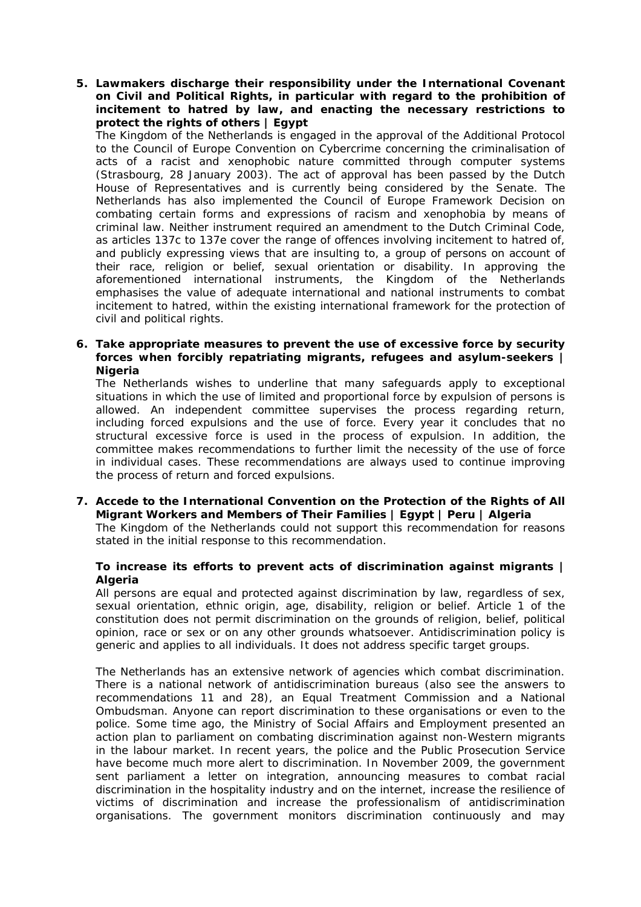5. **Lawmakers discharge their responsibility under the International Covenant on Civil and Political Rights, in particular with regard to the prohibition of incitement to hatred by law, and enacting the necessary restrictions to protect the rights of others | Egypt**

   The Kingdom of the Netherlands is engaged in the approval of the Additional Protocol to the Council of Europe Convention on Cybercrime concerning the criminalisation of acts of a racist and xenophobic nature committed through computer systems (Strasbourg, 28 January 2003). The act of approval has been passed by the Dutch House of Representatives and is currently being considered by the Senate. The Netherlands has also implemented the Council of Europe Framework Decision on combating certain forms and expressions of racism and xenophobia by means of criminal law. Neither instrument required an amendment to the Dutch Criminal Code, as articles 137c to 137e cover the range of offences involving incitement to hatred of, and publicly expressing views that are insulting to, a group of persons on account of their race, religion or belief, sexual orientation or disability. In approving the aforementioned international instruments, the Kingdom of the Netherlands emphasises the value of adequate international and national instruments to combat incitement to hatred, within the existing international framework for the protection of civil and political rights.

6. **Take appropriate measures to prevent the use of excessive force by security forces when forcibly repatriating migrants, refugees and asylum-seekers | Nigeria**

   The Netherlands wishes to underline that many safeguards apply to exceptional situations in which the use of limited and proportional force by expulsion of persons is allowed. An independent committee supervises the process regarding return, including forced expulsions and the use of force. Every year it concludes that no structural excessive force is used in the process of expulsion. In addition, the committee makes recommendations to further limit the necessity of the use of force in individual cases. These recommendations are always used to continue improving the process of return and forced expulsions.

7. **Accede to the International Convention on the Protection of the Rights of All Migrant Workers and Members of Their Families | Egypt | Peru | Algeria**

   The Kingdom of the Netherlands could not support this recommendation for reasons stated in the initial response to this recommendation.

   **To increase its efforts to prevent acts of discrimination against migrants | Algeria**

   All persons are equal and protected against discrimination by law, regardless of sex, sexual orientation, ethnic origin, age, disability, religion or belief. Article 1 of the constitution does not permit discrimination on the grounds of religion, belief, political opinion, race or sex or on any other grounds whatsoever. Antidiscrimination policy is generic and applies to all individuals. It does not address specific target groups.

   The Netherlands has an extensive network of agencies which combat discrimination. There is a national network of antidiscrimination bureaus (also see the answers to recommendations 11 and 28), an Equal Treatment Commission and a National Ombudsman. Anyone can report discrimination to these organisations or even to the police. Some time ago, the Ministry of Social Affairs and Employment presented an action plan to parliament on combating discrimination against non-Western migrants in the labour market. In recent years, the police and the Public Prosecution Service have become much more alert to discrimination. In November 2009, the government sent parliament a letter on integration, announcing measures to combat racial discrimination in the hospitality industry and on the internet, increase the resilience of victims of discrimination and increase the professionalism of antidiscrimination organisations. The government monitors discrimination continuously and may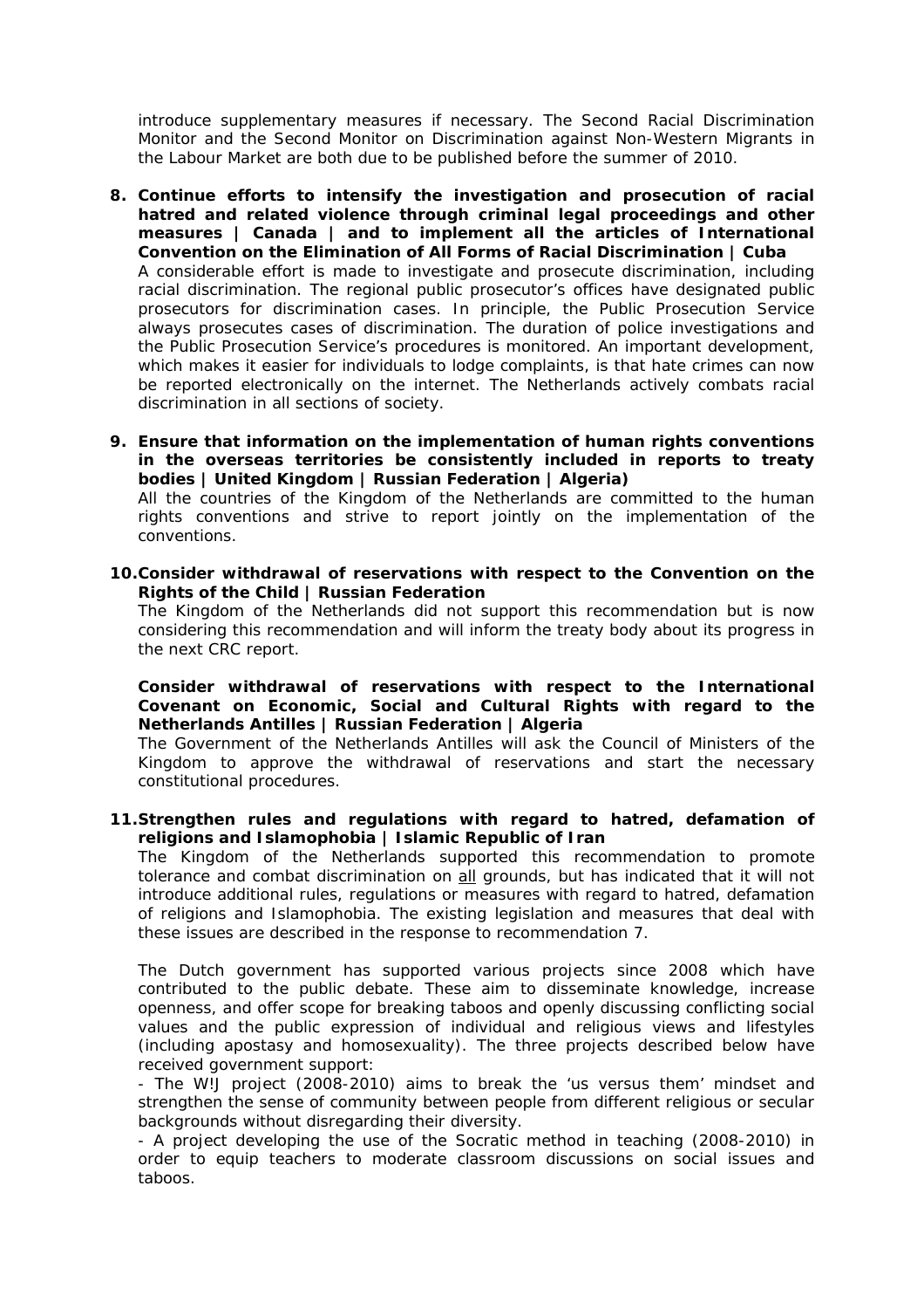introduce supplementary measures if necessary. The Second Racial Discrimination Monitor and the Second Monitor on Discrimination against Non-Western Migrants in the Labour Market are both due to be published before the summer of 2010.

**8. Continue efforts to intensify the investigation and prosecution of racial hatred and related violence through criminal legal proceedings and other measures | Canada | and to implement all the articles of International Convention on the Elimination of All Forms of Racial Discrimination | Cuba**

A considerable effort is made to investigate and prosecute discrimination, including racial discrimination. The regional public prosecutor's offices have designated public prosecutors for discrimination cases. In principle, the Public Prosecution Service always prosecutes cases of discrimination. The duration of police investigations and the Public Prosecution Service's procedures is monitored. An important development, which makes it easier for individuals to lodge complaints, is that hate crimes can now be reported electronically on the internet. The Netherlands actively combats racial discrimination in all sections of society.

**9. Ensure that information on the implementation of human rights conventions in the overseas territories be consistently included in reports to treaty bodies | United Kingdom | Russian Federation | Algeria)**

All the countries of the Kingdom of the Netherlands are committed to the human rights conventions and strive to report jointly on the implementation of the conventions.

**10. Consider withdrawal of reservations with respect to the Convention on the Rights of the Child | Russian Federation**

The Kingdom of the Netherlands did not support this recommendation but is now considering this recommendation and will inform the treaty body about its progress in the next CRC report.

**Consider withdrawal of reservations with respect to the International Covenant on Economic, Social and Cultural Rights with regard to the Netherlands Antilles | Russian Federation | Algeria**

The Government of the Netherlands Antilles will ask the Council of Ministers of the Kingdom to approve the withdrawal of reservations and start the necessary constitutional procedures.

**11. Strengthen rules and regulations with regard to hatred, defamation of religions and Islamophobia | Islamic Republic of Iran**

The Kingdom of the Netherlands supported this recommendation to promote tolerance and combat discrimination on all grounds, but has indicated that it will not introduce additional rules, regulations or measures with regard to hatred, defamation of religions and Islamophobia. The existing legislation and measures that deal with these issues are described in the response to recommendation 7.

The Dutch government has supported various projects since 2008 which have contributed to the public debate. These aim to disseminate knowledge, increase openness, and offer scope for breaking taboos and openly discussing conflicting social values and the public expression of individual and religious views and lifestyles (including apostasy and homosexuality). The three projects described below have received government support:

- The W!J project (2008-2010) aims to break the 'us versus them' mindset and strengthen the sense of community between people from different religious or secular backgrounds without disregarding their diversity.
- A project developing the use of the Socratic method in teaching (2008-2010) in order to equip teachers to moderate classroom discussions on social issues and taboos.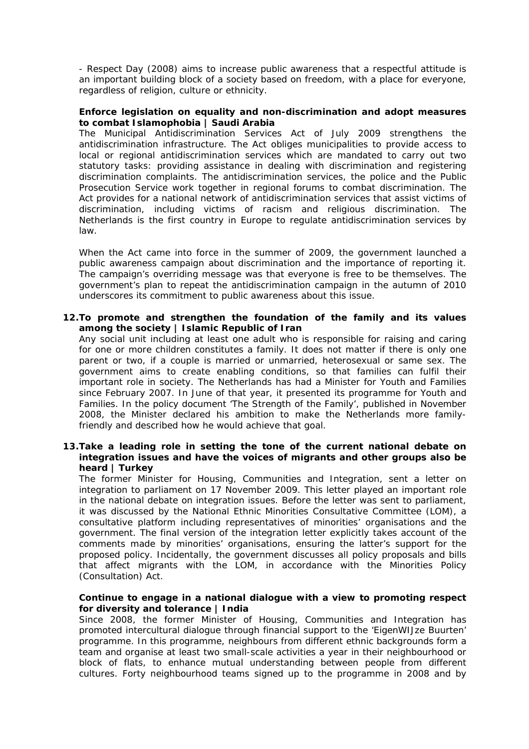- Respect Day (2008) aims to increase public awareness that a respectful attitude is an important building block of a society based on freedom, with a place for everyone, regardless of religion, culture or ethnicity.

**Enforce legislation on equality and non-discrimination and adopt measures to combat Islamophobia | Saudi Arabia**

The Municipal Antidiscrimination Services Act of July 2009 strengthens the antidiscrimination infrastructure. The Act obliges municipalities to provide access to local or regional antidiscrimination services which are mandated to carry out two statutory tasks: providing assistance in dealing with discrimination and registering discrimination complaints. The antidiscrimination services, the police and the Public Prosecution Service work together in regional forums to combat discrimination. The Act provides for a national network of antidiscrimination services that assist victims of discrimination, including victims of racism and religious discrimination. The Netherlands is the first country in Europe to regulate antidiscrimination services by law.

When the Act came into force in the summer of 2009, the government launched a public awareness campaign about discrimination and the importance of reporting it. The campaign's overriding message was that everyone is free to be themselves. The government's plan to repeat the antidiscrimination campaign in the autumn of 2010 underscores its commitment to public awareness about this issue.

**12. To promote and strengthen the foundation of the family and its values among the society | Islamic Republic of Iran**

Any social unit including at least one adult who is responsible for raising and caring for one or more children constitutes a family. It does not matter if there is only one parent or two, if a couple is married or unmarried, heterosexual or same sex. The government aims to create enabling conditions, so that families can fulfil their important role in society. The Netherlands has had a Minister for Youth and Families since February 2007. In June of that year, it presented its programme for Youth and Families. In the policy document 'The Strength of the Family', published in November 2008, the Minister declared his ambition to make the Netherlands more family-friendly and described how he would achieve that goal.

**13. Take a leading role in setting the tone of the current national debate on integration issues and have the voices of migrants and other groups also be heard | Turkey**

The former Minister for Housing, Communities and Integration, sent a letter on integration to parliament on 17 November 2009. This letter played an important role in the national debate on integration issues. Before the letter was sent to parliament, it was discussed by the National Ethnic Minorities Consultative Committee (LOM), a consultative platform including representatives of minorities' organisations and the government. The final version of the integration letter explicitly takes account of the comments made by minorities' organisations, ensuring the latter's support for the proposed policy. Incidentally, the government discusses all policy proposals and bills that affect migrants with the LOM, in accordance with the Minorities Policy (Consultation) Act.

**Continue to engage in a national dialogue with a view to promoting respect for diversity and tolerance | India**

Since 2008, the former Minister of Housing, Communities and Integration has promoted intercultural dialogue through financial support to the 'EigenWIJze Buurten' programme. In this programme, neighbours from different ethnic backgrounds form a team and organise at least two small-scale activities a year in their neighbourhood or block of flats, to enhance mutual understanding between people from different cultures. Forty neighbourhood teams signed up to the programme in 2008 and by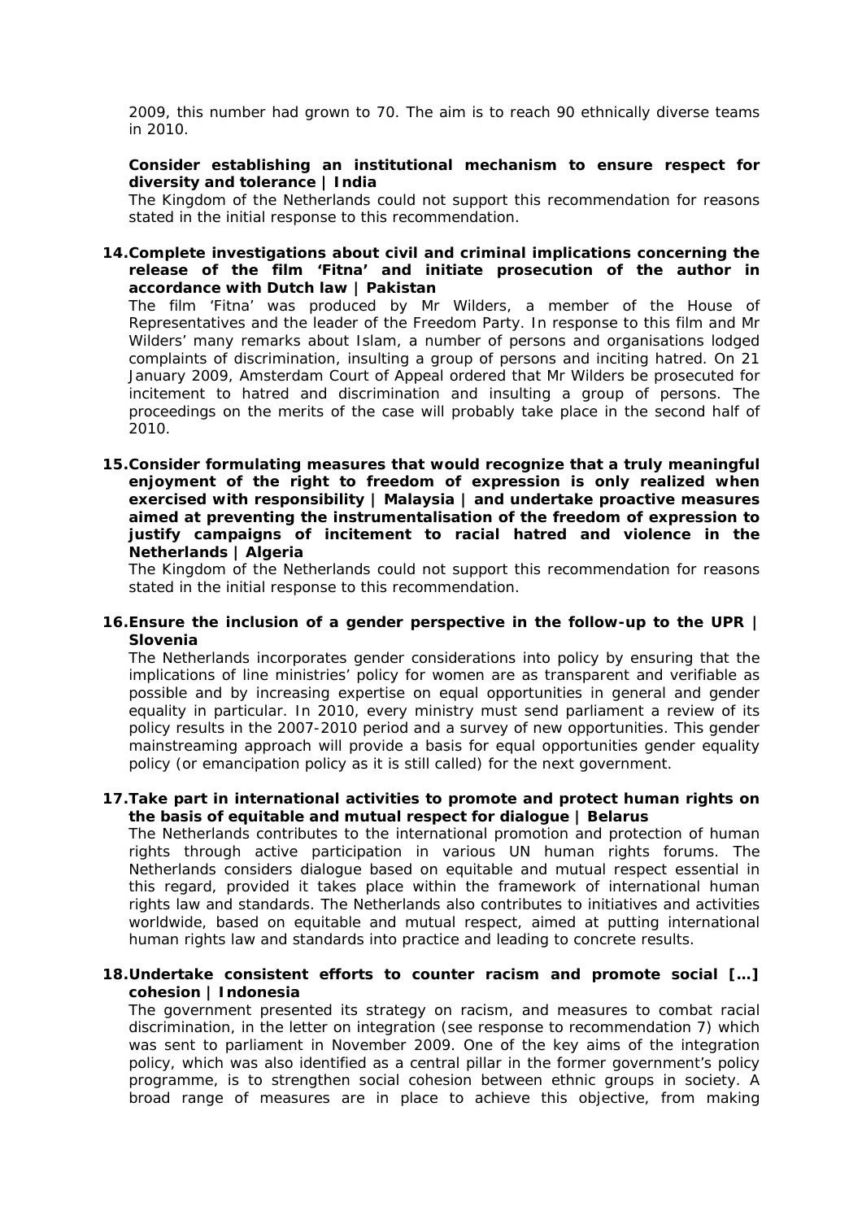2009, this number had grown to 70. The aim is to reach 90 ethnically diverse teams in 2010.

**Consider establishing an institutional mechanism to ensure respect for diversity and tolerance | India**

The Kingdom of the Netherlands could not support this recommendation for reasons stated in the initial response to this recommendation.

14. **Complete investigations about civil and criminal implications concerning the release of the film 'Fitna' and initiate prosecution of the author in accordance with Dutch law | Pakistan**

    The film 'Fitna' was produced by Mr Wilders, a member of the House of Representatives and the leader of the Freedom Party. In response to this film and Mr Wilders' many remarks about Islam, a number of persons and organisations lodged complaints of discrimination, insulting a group of persons and inciting hatred. On 21 January 2009, Amsterdam Court of Appeal ordered that Mr Wilders be prosecuted for incitement to hatred and discrimination and insulting a group of persons. The proceedings on the merits of the case will probably take place in the second half of 2010.

15. **Consider formulating measures that would recognize that a truly meaningful enjoyment of the right to freedom of expression is only realized when exercised with responsibility | Malaysia | and undertake proactive measures aimed at preventing the instrumentalisation of the freedom of expression to justify campaigns of incitement to racial hatred and violence in the Netherlands | Algeria**

    The Kingdom of the Netherlands could not support this recommendation for reasons stated in the initial response to this recommendation.

16. **Ensure the inclusion of a gender perspective in the follow-up to the UPR | Slovenia**

    The Netherlands incorporates gender considerations into policy by ensuring that the implications of line ministries' policy for women are as transparent and verifiable as possible and by increasing expertise on equal opportunities in general and gender equality in particular. In 2010, every ministry must send parliament a review of its policy results in the 2007-2010 period and a survey of new opportunities. This gender mainstreaming approach will provide a basis for equal opportunities gender equality policy (or emancipation policy as it is still called) for the next government.

17. **Take part in international activities to promote and protect human rights on the basis of equitable and mutual respect for dialogue | Belarus**

    The Netherlands contributes to the international promotion and protection of human rights through active participation in various UN human rights forums. The Netherlands considers dialogue based on equitable and mutual respect essential in this regard, provided it takes place within the framework of international human rights law and standards. The Netherlands also contributes to initiatives and activities worldwide, based on equitable and mutual respect, aimed at putting international human rights law and standards into practice and leading to concrete results.

18. **Undertake consistent efforts to counter racism and promote social […] cohesion | Indonesia**

    The government presented its strategy on racism, and measures to combat racial discrimination, in the letter on integration (see response to recommendation 7) which was sent to parliament in November 2009. One of the key aims of the integration policy, which was also identified as a central pillar in the former government's policy programme, is to strengthen social cohesion between ethnic groups in society. A broad range of measures are in place to achieve this objective, from making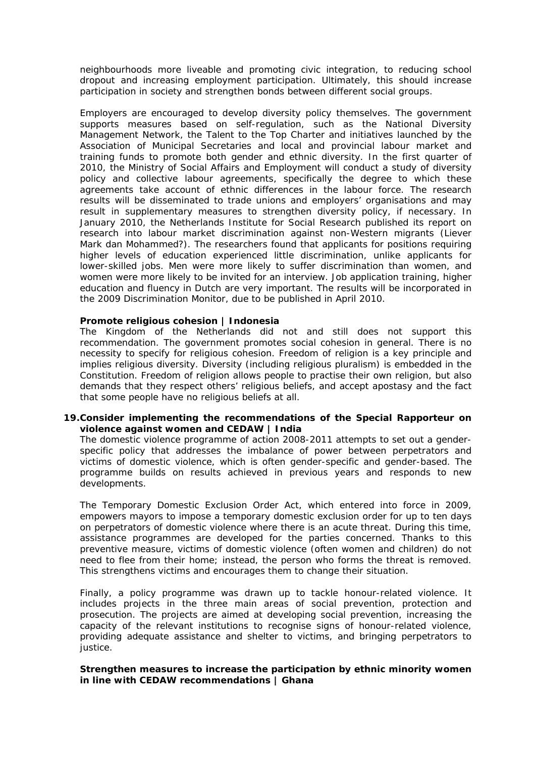neighbourhoods more liveable and promoting civic integration, to reducing school dropout and increasing employment participation. Ultimately, this should increase participation in society and strengthen bonds between different social groups.

Employers are encouraged to develop diversity policy themselves. The government supports measures based on self-regulation, such as the National Diversity Management Network, the Talent to the Top Charter and initiatives launched by the Association of Municipal Secretaries and local and provincial labour market and training funds to promote both gender and ethnic diversity. In the first quarter of 2010, the Ministry of Social Affairs and Employment will conduct a study of diversity policy and collective labour agreements, specifically the degree to which these agreements take account of ethnic differences in the labour force. The research results will be disseminated to trade unions and employers' organisations and may result in supplementary measures to strengthen diversity policy, if necessary. In January 2010, the Netherlands Institute for Social Research published its report on research into labour market discrimination against non-Western migrants (Liever Mark dan Mohammed?). The researchers found that applicants for positions requiring higher levels of education experienced little discrimination, unlike applicants for lower-skilled jobs. Men were more likely to suffer discrimination than women, and women were more likely to be invited for an interview. Job application training, higher education and fluency in Dutch are very important. The results will be incorporated in the 2009 Discrimination Monitor, due to be published in April 2010.

**Promote religious cohesion | Indonesia**

The Kingdom of the Netherlands did not and still does not support this recommendation. The government promotes social cohesion in general. There is no necessity to specify for religious cohesion. Freedom of religion is a key principle and implies religious diversity. Diversity (including religious pluralism) is embedded in the Constitution. Freedom of religion allows people to practise their own religion, but also demands that they respect others' religious beliefs, and accept apostasy and the fact that some people have no religious beliefs at all.

**19. Consider implementing the recommendations of the Special Rapporteur on violence against women and CEDAW | India**

The domestic violence programme of action 2008-2011 attempts to set out a gender-specific policy that addresses the imbalance of power between perpetrators and victims of domestic violence, which is often gender-specific and gender-based. The programme builds on results achieved in previous years and responds to new developments.

The Temporary Domestic Exclusion Order Act, which entered into force in 2009, empowers mayors to impose a temporary domestic exclusion order for up to ten days on perpetrators of domestic violence where there is an acute threat. During this time, assistance programmes are developed for the parties concerned. Thanks to this preventive measure, victims of domestic violence (often women and children) do not need to flee from their home; instead, the person who forms the threat is removed. This strengthens victims and encourages them to change their situation.

Finally, a policy programme was drawn up to tackle honour-related violence. It includes projects in the three main areas of social prevention, protection and prosecution. The projects are aimed at developing social prevention, increasing the capacity of the relevant institutions to recognise signs of honour-related violence, providing adequate assistance and shelter to victims, and bringing perpetrators to justice.

**Strengthen measures to increase the participation by ethnic minority women in line with CEDAW recommendations | Ghana**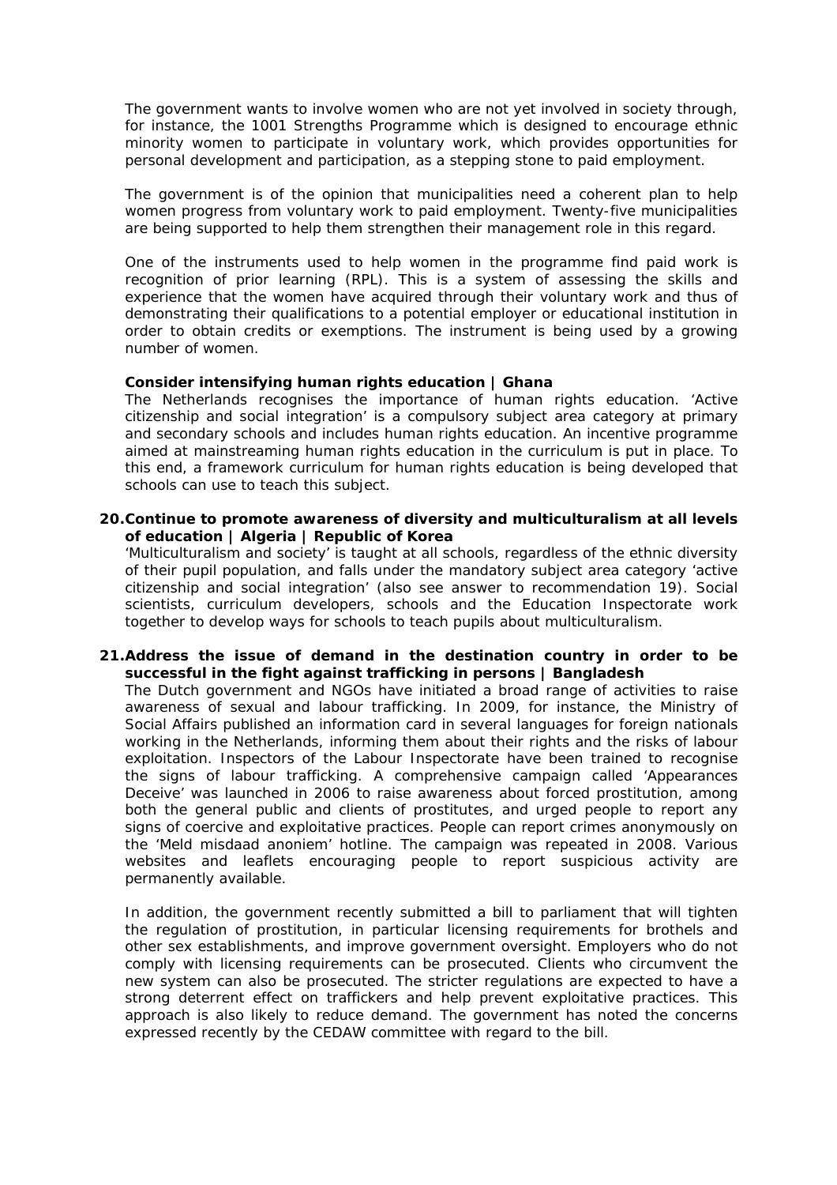The government wants to involve women who are not yet involved in society through, for instance, the 1001 Strengths Programme which is designed to encourage ethnic minority women to participate in voluntary work, which provides opportunities for personal development and participation, as a stepping stone to paid employment.

The government is of the opinion that municipalities need a coherent plan to help women progress from voluntary work to paid employment. Twenty-five municipalities are being supported to help them strengthen their management role in this regard.

One of the instruments used to help women in the programme find paid work is recognition of prior learning (RPL). This is a system of assessing the skills and experience that the women have acquired through their voluntary work and thus of demonstrating their qualifications to a potential employer or educational institution in order to obtain credits or exemptions. The instrument is being used by a growing number of women.

**Consider intensifying human rights education | Ghana**

The Netherlands recognises the importance of human rights education. 'Active citizenship and social integration' is a compulsory subject area category at primary and secondary schools and includes human rights education. An incentive programme aimed at mainstreaming human rights education in the curriculum is put in place. To this end, a framework curriculum for human rights education is being developed that schools can use to teach this subject.

20. **Continue to promote awareness of diversity and multiculturalism at all levels of education | Algeria | Republic of Korea**

'Multiculturalism and society' is taught at all schools, regardless of the ethnic diversity of their pupil population, and falls under the mandatory subject area category 'active citizenship and social integration' (also see answer to recommendation 19). Social scientists, curriculum developers, schools and the Education Inspectorate work together to develop ways for schools to teach pupils about multiculturalism.

21. **Address the issue of demand in the destination country in order to be successful in the fight against trafficking in persons | Bangladesh**

The Dutch government and NGOs have initiated a broad range of activities to raise awareness of sexual and labour trafficking. In 2009, for instance, the Ministry of Social Affairs published an information card in several languages for foreign nationals working in the Netherlands, informing them about their rights and the risks of labour exploitation. Inspectors of the Labour Inspectorate have been trained to recognise the signs of labour trafficking. A comprehensive campaign called 'Appearances Deceive' was launched in 2006 to raise awareness about forced prostitution, among both the general public and clients of prostitutes, and urged people to report any signs of coercive and exploitative practices. People can report crimes anonymously on the 'Meld misdaad anoniem' hotline. The campaign was repeated in 2008. Various websites and leaflets encouraging people to report suspicious activity are permanently available.

In addition, the government recently submitted a bill to parliament that will tighten the regulation of prostitution, in particular licensing requirements for brothels and other sex establishments, and improve government oversight. Employers who do not comply with licensing requirements can be prosecuted. Clients who circumvent the new system can also be prosecuted. The stricter regulations are expected to have a strong deterrent effect on traffickers and help prevent exploitative practices. This approach is also likely to reduce demand. The government has noted the concerns expressed recently by the CEDAW committee with regard to the bill.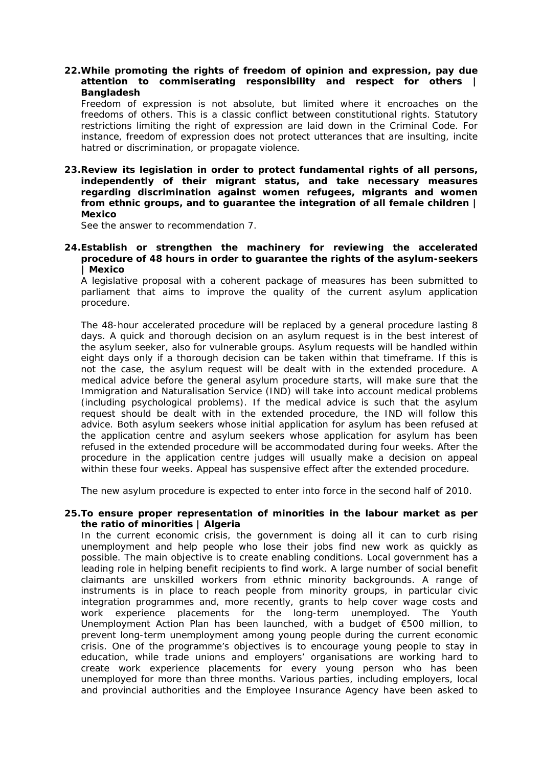**22. While promoting the rights of freedom of opinion and expression, pay due attention to commiserating responsibility and respect for others | Bangladesh**

Freedom of expression is not absolute, but limited where it encroaches on the freedoms of others. This is a classic conflict between constitutional rights. Statutory restrictions limiting the right of expression are laid down in the Criminal Code. For instance, freedom of expression does not protect utterances that are insulting, incite hatred or discrimination, or propagate violence.

**23. Review its legislation in order to protect fundamental rights of all persons, independently of their migrant status, and take necessary measures regarding discrimination against women refugees, migrants and women from ethnic groups, and to guarantee the integration of all female children | Mexico**

See the answer to recommendation 7.

**24. Establish or strengthen the machinery for reviewing the accelerated procedure of 48 hours in order to guarantee the rights of the asylum-seekers | Mexico**

A legislative proposal with a coherent package of measures has been submitted to parliament that aims to improve the quality of the current asylum application procedure.

The 48-hour accelerated procedure will be replaced by a general procedure lasting 8 days. A quick and thorough decision on an asylum request is in the best interest of the asylum seeker, also for vulnerable groups. Asylum requests will be handled within eight days only if a thorough decision can be taken within that timeframe. If this is not the case, the asylum request will be dealt with in the extended procedure. A medical advice before the general asylum procedure starts, will make sure that the Immigration and Naturalisation Service (IND) will take into account medical problems (including psychological problems). If the medical advice is such that the asylum request should be dealt with in the extended procedure, the IND will follow this advice. Both asylum seekers whose initial application for asylum has been refused at the application centre and asylum seekers whose application for asylum has been refused in the extended procedure will be accommodated during four weeks. After the procedure in the application centre judges will usually make a decision on appeal within these four weeks. Appeal has suspensive effect after the extended procedure.

The new asylum procedure is expected to enter into force in the second half of 2010.

**25. To ensure proper representation of minorities in the labour market as per the ratio of minorities | Algeria**

In the current economic crisis, the government is doing all it can to curb rising unemployment and help people who lose their jobs find new work as quickly as possible. The main objective is to create enabling conditions. Local government has a leading role in helping benefit recipients to find work. A large number of social benefit claimants are unskilled workers from ethnic minority backgrounds. A range of instruments is in place to reach people from minority groups, in particular civic integration programmes and, more recently, grants to help cover wage costs and work experience placements for the long-term unemployed. The Youth Unemployment Action Plan has been launched, with a budget of €500 million, to prevent long-term unemployment among young people during the current economic crisis. One of the programme's objectives is to encourage young people to stay in education, while trade unions and employers' organisations are working hard to create work experience placements for every young person who has been unemployed for more than three months. Various parties, including employers, local and provincial authorities and the Employee Insurance Agency have been asked to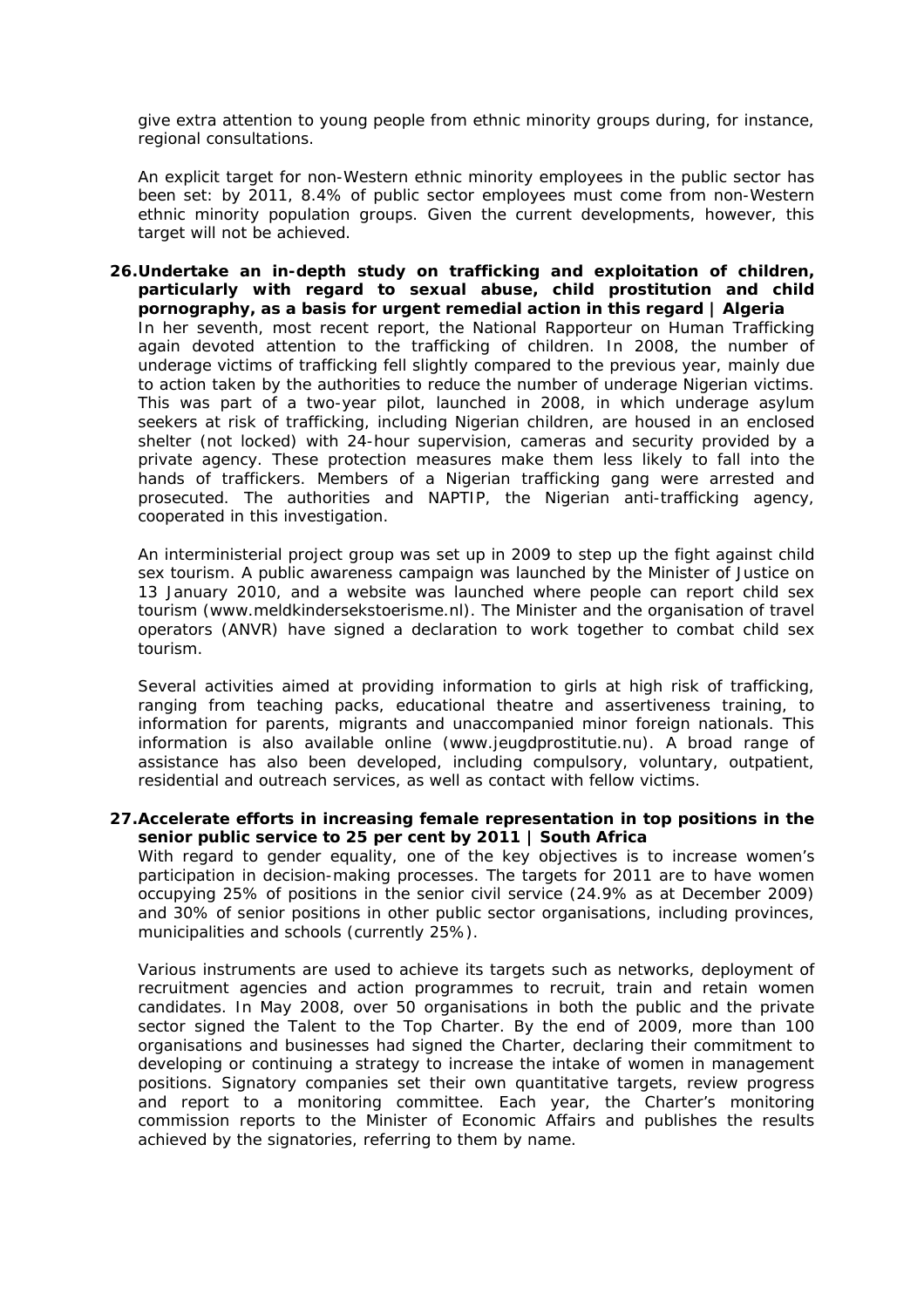give extra attention to young people from ethnic minority groups during, for instance, regional consultations.

An explicit target for non-Western ethnic minority employees in the public sector has been set: by 2011, 8.4% of public sector employees must come from non-Western ethnic minority population groups. Given the current developments, however, this target will not be achieved.

**26. Undertake an in-depth study on trafficking and exploitation of children, particularly with regard to sexual abuse, child prostitution and child pornography, as a basis for urgent remedial action in this regard | Algeria**

In her seventh, most recent report, the National Rapporteur on Human Trafficking again devoted attention to the trafficking of children. In 2008, the number of underage victims of trafficking fell slightly compared to the previous year, mainly due to action taken by the authorities to reduce the number of underage Nigerian victims. This was part of a two-year pilot, launched in 2008, in which underage asylum seekers at risk of trafficking, including Nigerian children, are housed in an enclosed shelter (not locked) with 24-hour supervision, cameras and security provided by a private agency. These protection measures make them less likely to fall into the hands of traffickers. Members of a Nigerian trafficking gang were arrested and prosecuted. The authorities and NAPTIP, the Nigerian anti-trafficking agency, cooperated in this investigation.

An interministerial project group was set up in 2009 to step up the fight against child sex tourism. A public awareness campaign was launched by the Minister of Justice on 13 January 2010, and a website was launched where people can report child sex tourism (www.meldkindersekstoerisme.nl). The Minister and the organisation of travel operators (ANVR) have signed a declaration to work together to combat child sex tourism.

Several activities aimed at providing information to girls at high risk of trafficking, ranging from teaching packs, educational theatre and assertiveness training, to information for parents, migrants and unaccompanied minor foreign nationals. This information is also available online (www.jeugdprostitutie.nu). A broad range of assistance has also been developed, including compulsory, voluntary, outpatient, residential and outreach services, as well as contact with fellow victims.

**27. Accelerate efforts in increasing female representation in top positions in the senior public service to 25 per cent by 2011 | South Africa**

With regard to gender equality, one of the key objectives is to increase women's participation in decision-making processes. The targets for 2011 are to have women occupying 25% of positions in the senior civil service (24.9% as at December 2009) and 30% of senior positions in other public sector organisations, including provinces, municipalities and schools (currently 25%).

Various instruments are used to achieve its targets such as networks, deployment of recruitment agencies and action programmes to recruit, train and retain women candidates. In May 2008, over 50 organisations in both the public and the private sector signed the Talent to the Top Charter. By the end of 2009, more than 100 organisations and businesses had signed the Charter, declaring their commitment to developing or continuing a strategy to increase the intake of women in management positions. Signatory companies set their own quantitative targets, review progress and report to a monitoring committee. Each year, the Charter's monitoring commission reports to the Minister of Economic Affairs and publishes the results achieved by the signatories, referring to them by name.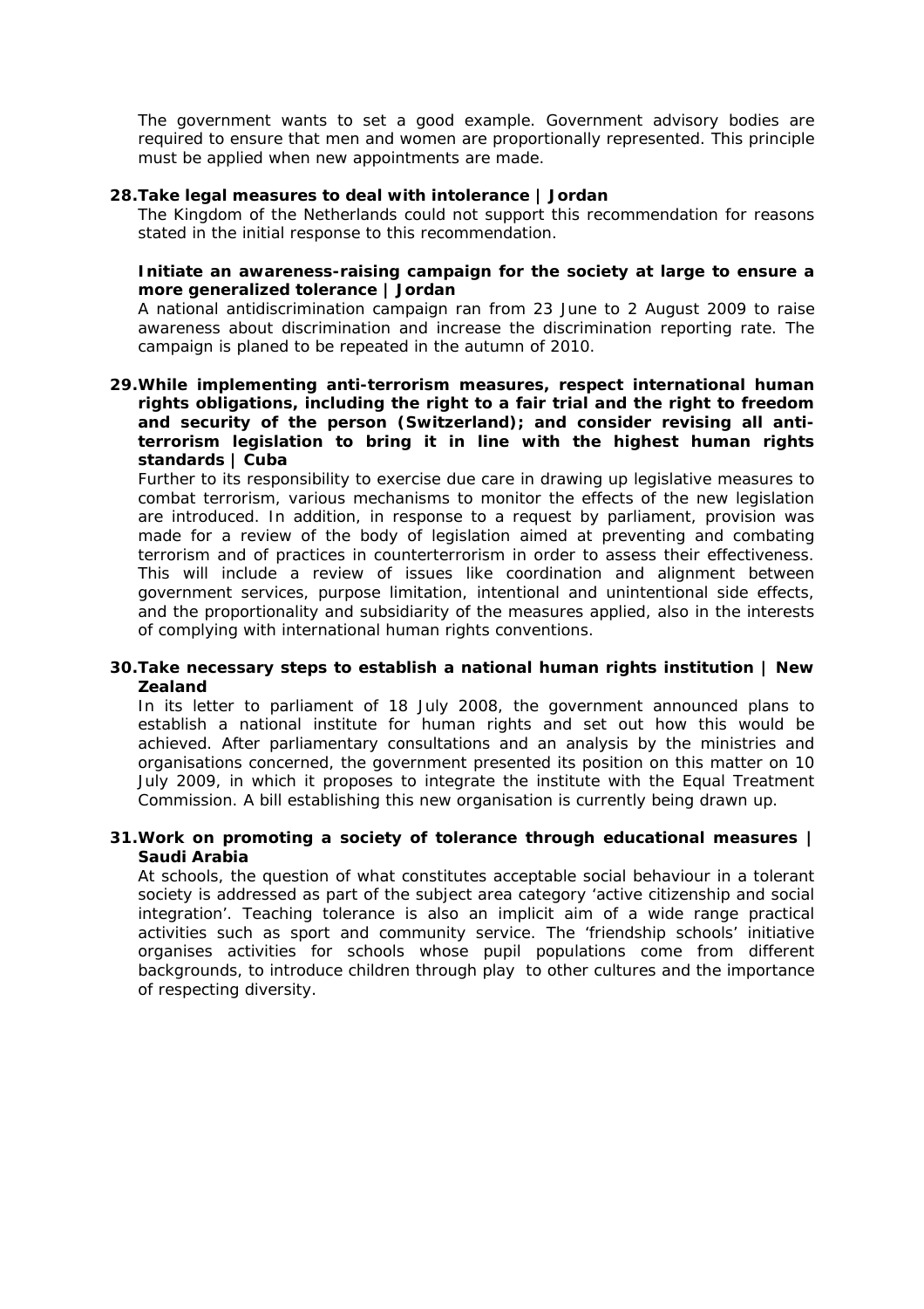The government wants to set a good example. Government advisory bodies are required to ensure that men and women are proportionally represented. This principle must be applied when new appointments are made.

**28. Take legal measures to deal with intolerance | Jordan**

The Kingdom of the Netherlands could not support this recommendation for reasons stated in the initial response to this recommendation.

**Initiate an awareness-raising campaign for the society at large to ensure a more generalized tolerance | Jordan**

A national antidiscrimination campaign ran from 23 June to 2 August 2009 to raise awareness about discrimination and increase the discrimination reporting rate. The campaign is planed to be repeated in the autumn of 2010.

**29. While implementing anti-terrorism measures, respect international human rights obligations, including the right to a fair trial and the right to freedom and security of the person (Switzerland); and consider revising all anti-terrorism legislation to bring it in line with the highest human rights standards | Cuba**

Further to its responsibility to exercise due care in drawing up legislative measures to combat terrorism, various mechanisms to monitor the effects of the new legislation are introduced. In addition, in response to a request by parliament, provision was made for a review of the body of legislation aimed at preventing and combating terrorism and of practices in counterterrorism in order to assess their effectiveness. This will include a review of issues like coordination and alignment between government services, purpose limitation, intentional and unintentional side effects, and the proportionality and subsidiarity of the measures applied, also in the interests of complying with international human rights conventions.

**30. Take necessary steps to establish a national human rights institution | New Zealand**

In its letter to parliament of 18 July 2008, the government announced plans to establish a national institute for human rights and set out how this would be achieved. After parliamentary consultations and an analysis by the ministries and organisations concerned, the government presented its position on this matter on 10 July 2009, in which it proposes to integrate the institute with the Equal Treatment Commission. A bill establishing this new organisation is currently being drawn up.

**31. Work on promoting a society of tolerance through educational measures | Saudi Arabia**

At schools, the question of what constitutes acceptable social behaviour in a tolerant society is addressed as part of the subject area category 'active citizenship and social integration'. Teaching tolerance is also an implicit aim of a wide range practical activities such as sport and community service. The 'friendship schools' initiative organises activities for schools whose pupil populations come from different backgrounds, to introduce children through play to other cultures and the importance of respecting diversity.